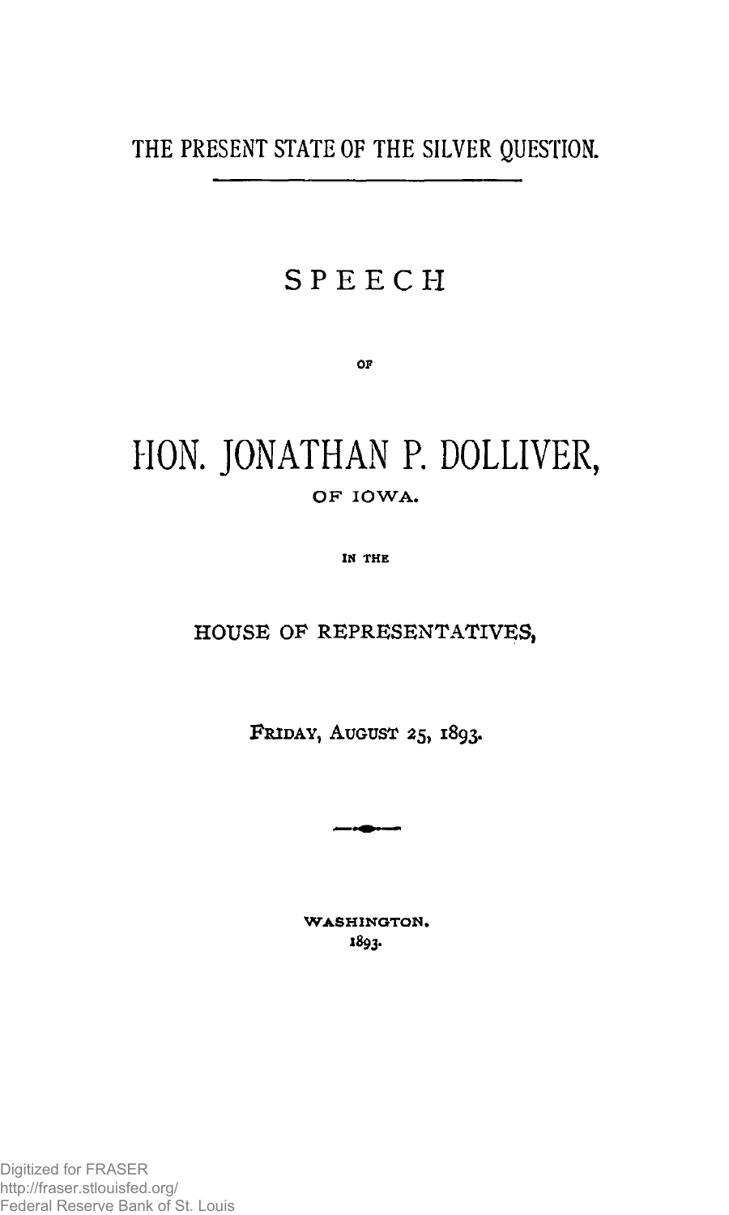# THE PRESENT STATE OF THE SILVER QUESTION.

---

## SPEECH

OF

# HON. JONATHAN P. DOLLIVER,

OF IOWA.

IN THE

HOUSE OF REPRESENTATIVES,

FRIDAY, AUGUST 25, 1893.

WASHINGTON.
1893.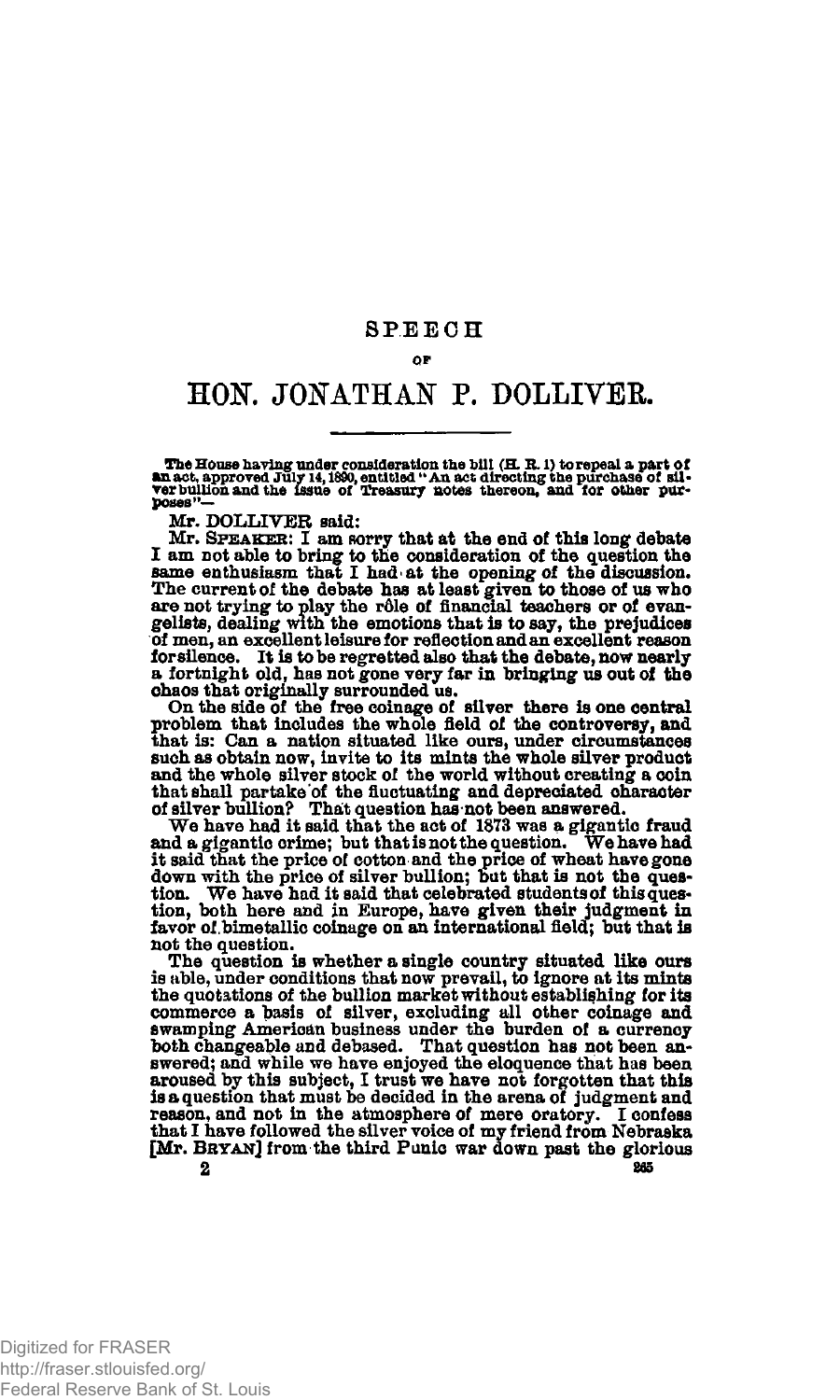# SPEECH

OF

# HON. JONATHAN P. DOLLIVER.

The House having under consideration the bill (H. R. 1) to repeal a part of an act, approved July 14, 1890, entitled "An act directing the purchase of silver bullion and the issue of Treasury notes thereon, and for other purposes"—

Mr. DOLLIVER said:

Mr. SPEAKER: I am sorry that at the end of this long debate I am not able to bring to the consideration of the question the same enthusiasm that I had at the opening of the discussion. The current of the debate has at least given to those of us who are not trying to play the rôle of financial teachers or of evangelists, dealing with the emotions that is to say, the prejudices of men, an excellent leisure for reflection and an excellent reason for silence. It is to be regretted also that the debate, now nearly a fortnight old, has not gone very far in bringing us out of the chaos that originally surrounded us.

On the side of the free coinage of silver there is one central problem that includes the whole field of the controversy, and that is: Can a nation situated like ours, under circumstances such as obtain now, invite to its mints the whole silver product and the whole silver stock of the world without creating a coin that shall partake of the fluctuating and depreciated character of silver bullion? That question has not been answered.

We have had it said that the act of 1873 was a gigantic fraud and a gigantic crime; but that is not the question. We have had it said that the price of cotton and the price of wheat have gone down with the price of silver bullion; but that is not the question. We have had it said that celebrated students of this question, both here and in Europe, have given their judgment in favor of bimetallic coinage on an international field; but that is not the question.

The question is whether a single country situated like ours is able, under conditions that now prevail, to ignore at its mints the quotations of the bullion market without establishing for its commerce a basis of silver, excluding all other coinage and swamping American business under the burden of a currency both changeable and debased. That question has not been answered; and while we have enjoyed the eloquence that has been aroused by this subject, I trust we have not forgotten that this is a question that must be decided in the arena of judgment and reason, and not in the atmosphere of mere oratory. I confess that I have followed the silver voice of my friend from Nebraska [Mr. BRYAN] from the third Punic war down past the glorious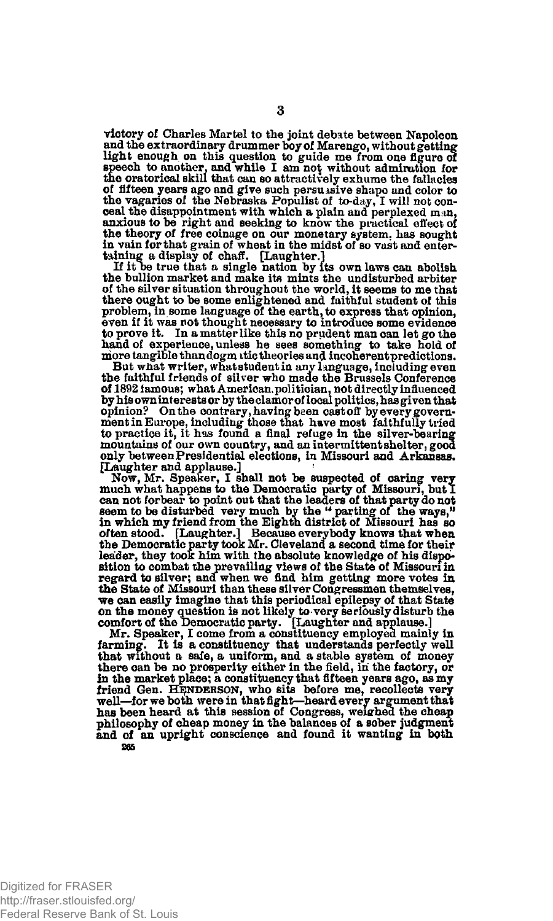victory of Charles Martel to the joint debate between Napoleon and the extraordinary drummer boy of Marengo, without getting light enough on this question to guide me from one figure of speech to another, and while I am not without admiration for the oratorical skill that can so attractively exhume the fallacies of fifteen years ago and give such persuasive shape and color to the vagaries of the Nebraska Populist of to-day, I will not conceal the disappointment with which a plain and perplexed man, anxious to be right and seeking to know the practical effect of the theory of free coinage on our monetary system, has sought in vain for that grain of wheat in the midst of so vast and entertaining a display of chaff. [Laughter.]

If it be true that a single nation by its own laws can abolish the bullion market and make its mints the undisturbed arbiter of the silver situation throughout the world, it seems to me that there ought to be some enlightened and faithful student of this problem, in some language of the earth, to express that opinion, even if it was not thought necessary to introduce some evidence to prove it. In a matter like this no prudent man can let go the hand of experience, unless he sees something to take hold of more tangible than dogmatic theories and incoherent predictions.

But what writer, what student in any language, including even the faithful friends of silver who made the Brussels Conference of 1892 famous; what American politician, not directly influenced by his own interests or by the clamor of local politics, has given that opinion? On the contrary, having been cast off by every government in Europe, including those that have most faithfully tried to practice it, it has found a final refuge in the silver-bearing mountains of our own country, and an intermittent shelter, good only between Presidential elections, in Missouri and Arkansas. [Laughter and applause.]

Now, Mr. Speaker, I shall not be suspected of caring very much what happens to the Democratic party of Missouri, but I can not forbear to point out that the leaders of that party do not seem to be disturbed very much by the "parting of the ways," in which my friend from the Eighth district of Missouri has so often stood. [Laughter.] Because everybody knows that when the Democratic party took Mr. Cleveland a second time for their leader, they took him with the absolute knowledge of his disposition to combat the prevailing views of the State of Missouri in regard to silver; and when we find him getting more votes in the State of Missouri than these silver Congressmen themselves, we can easily imagine that this periodical epilepsy of that State on the money question is not likely to very seriously disturb the comfort of the Democratic party. [Laughter and applause.]

Mr. Speaker, I come from a constituency employed mainly in farming. It is a constituency that understands perfectly well that without a safe, a uniform, and a stable system of money there can be no prosperity either in the field, in the factory, or in the market place; a constituency that fifteen years ago, as my friend Gen. HENDERSON, who sits before me, recollects very well—for we both were in that fight—heard every argument that has been heard at this session of Congress, weighed the cheap philosophy of cheap money in the balances of a sober judgment and of an upright conscience and found it wanting in both

265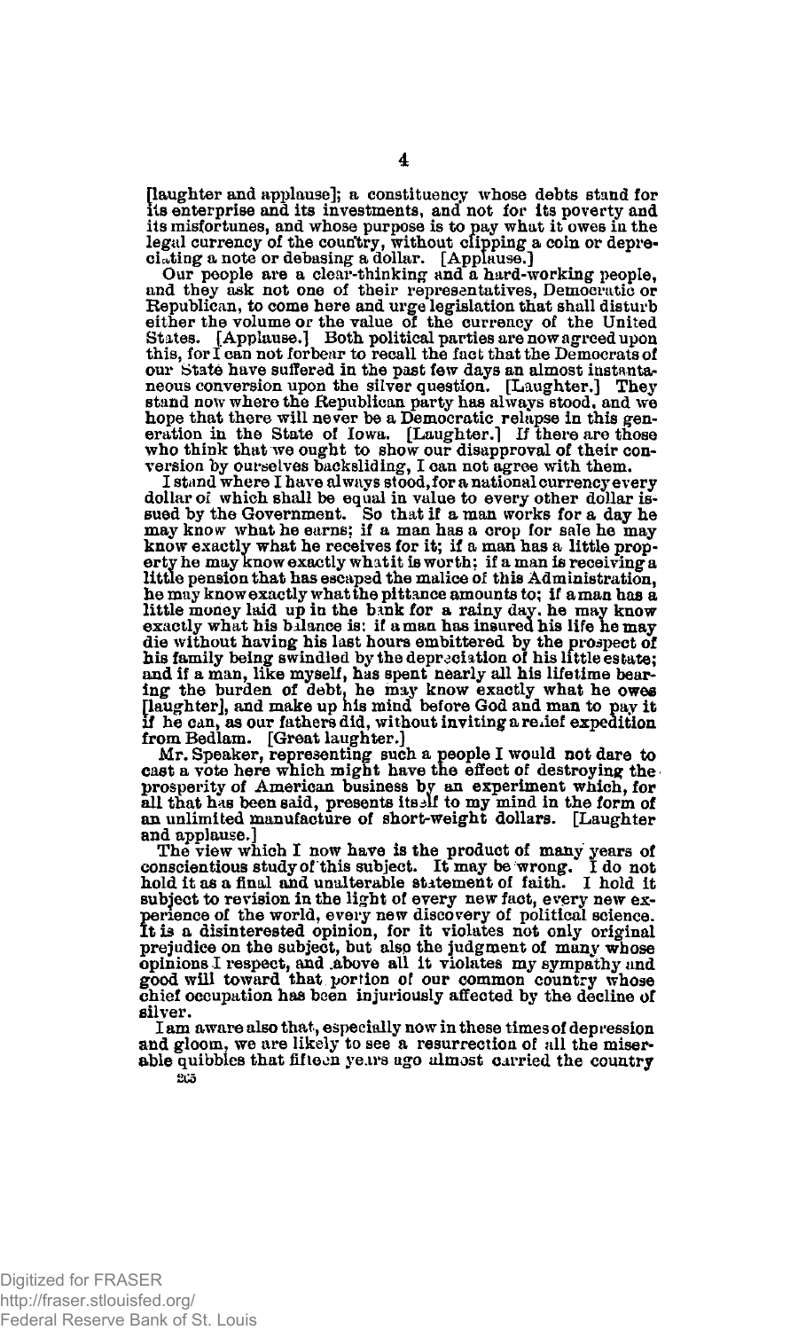[laughter and applause]; a constituency whose debts stand for its enterprise and its investments, and not for its poverty and its misfortunes, and whose purpose is to pay what it owes in the legal currency of the country, without clipping a coin or depreciating a note or debasing a dollar. [Applause.]

Our people are a clear-thinking and a hard-working people, and they ask not one of their representatives, Democratic or Republican, to come here and urge legislation that shall disturb either the volume or the value of the currency of the United States. [Applause.] Both political parties are now agreed upon this, for I can not forbear to recall the fact that the Democrats of our State have suffered in the past few days an almost instantaneous conversion upon the silver question. [Laughter.] They stand now where the Republican party has always stood, and we hope that there will never be a Democratic relapse in this generation in the State of Iowa. [Laughter.] If there are those who think that we ought to show our disapproval of their conversion by ourselves backsliding, I can not agree with them.

I stand where I have always stood, for a national currency every dollar of which shall be equal in value to every other dollar issued by the Government. So that if a man works for a day he may know what he earns; if a man has a crop for sale he may know exactly what he receives for it; if a man has a little property he may know exactly what it is worth; if a man is receiving a little pension that has escaped the malice of this Administration, he may know exactly what the pittance amounts to; if a man has a little money laid up in the bank for a rainy day, he may know exactly what his balance is; if a man has insured his life he may die without having his last hours embittered by the prospect of his family being swindled by the depreciation of his little estate; and if a man, like myself, has spent nearly all his lifetime bearing the burden of debt, he may know exactly what he owes [laughter], and make up his mind before God and man to pay it if he can, as our fathers did, without inviting a relief expedition from Bedlam. [Great laughter.]

Mr. Speaker, representing such a people I would not dare to cast a vote here which might have the effect of destroying the prosperity of American business by an experiment which, for all that has been said, presents itself to my mind in the form of an unlimited manufacture of short-weight dollars. [Laughter and applause.]

The view which I now have is the product of many years of conscientious study of this subject. It may be wrong. I do not hold it as a final and unalterable statement of faith. I hold it subject to revision in the light of every new fact, every new experience of the world, every new discovery of political science. It is a disinterested opinion, for it violates not only original prejudice on the subject, but also the judgment of many whose opinions I respect, and above all it violates my sympathy and good will toward that portion of our common country whose chief occupation has been injuriously affected by the decline of silver.

I am aware also that, especially now in these times of depression and gloom, we are likely to see a resurrection of all the miserable quibbles that fifteen years ago almost carried the country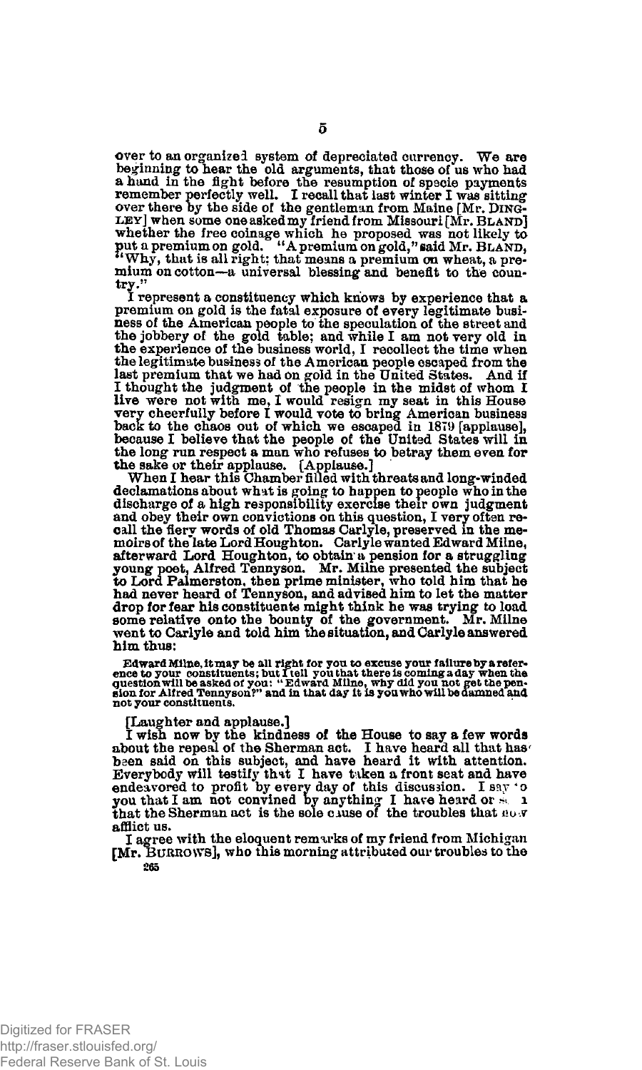over to an organized system of depreciated currency. We are beginning to hear the old arguments, that those of us who had a hand in the fight before the resumption of specie payments remember perfectly well. I recall that last winter I was sitting over there by the side of the gentleman from Maine [Mr. DINGLEY] when some one asked my friend from Missouri [Mr. BLAND] whether the free coinage which he proposed was not likely to put a premium on gold. "A premium on gold," said Mr. BLAND, "Why, that is all right; that means a premium on wheat, a premium on cotton—a universal blessing and benefit to the country."

I represent a constituency which knows by experience that a premium on gold is the fatal exposure of every legitimate business of the American people to the speculation of the street and the jobbery of the gold table; and while I am not very old in the experience of the business world, I recollect the time when the legitimate business of the American people escaped from the last premium that we had on gold in the United States. And if I thought the judgment of the people in the midst of whom I live were not with me, I would resign my seat in this House very cheerfully before I would vote to bring American business back to the chaos out of which we escaped in 1879 [applause], because I believe that the people of the United States will in the long run respect a man who refuses to betray them even for the sake or their applause. [Applause.]

When I hear this Chamber filled with threats and long-winded declamations about what is going to happen to people who in the discharge of a high responsibility exercise their own judgment and obey their own convictions on this question, I very often recall the fiery words of old Thomas Carlyle, preserved in the memoirs of the late Lord Houghton. Carlyle wanted Edward Milne, afterward Lord Houghton, to obtain a pension for a struggling young poet, Alfred Tennyson. Mr. Milne presented the subject to Lord Palmerston, then prime minister, who told him that he had never heard of Tennyson, and advised him to let the matter drop for fear his constituents might think he was trying to load some relative onto the bounty of the government. Mr. Milne went to Carlyle and told him the situation, and Carlyle answered him thus:

> Edward Milne, it may be all right for you to excuse your failure by a reference to your constituents; but I tell you that there is coming a day when the question will be asked of you: "Edward Milne, why did you not get the pension for Alfred Tennyson?" and in that day it is you who will be damned and not your constituents.

[Laughter and applause.]

I wish now by the kindness of the House to say a few words about the repeal of the Sherman act. I have heard all that has been said on this subject, and have heard it with attention. Everybody will testify that I have taken a front seat and have endeavored to profit by every day of this discussion. I say to you that I am not convinced by anything I have heard or seen that the Sherman act is the sole cause of the troubles that now afflict us.

I agree with the eloquent remarks of my friend from Michigan [Mr. BURROWS], who this morning attributed our troubles to the

265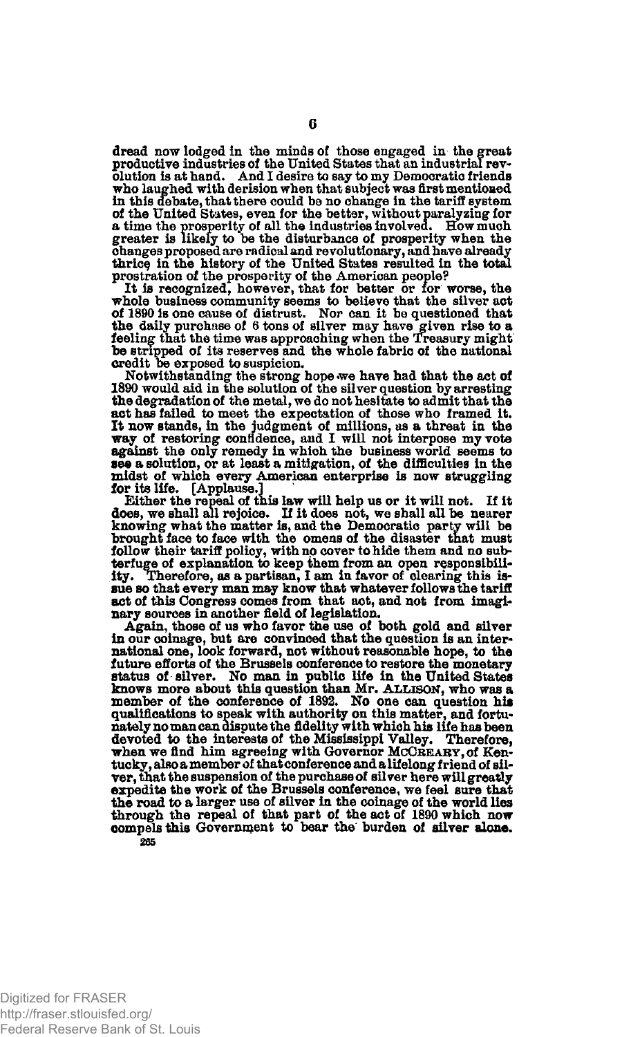dread now lodged in the minds of those engaged in the great productive industries of the United States that an industrial revolution is at hand. And I desire to say to my Democratic friends who laughed with derision when that subject was first mentioned in this debate, that there could be no change in the tariff system of the United States, even for the better, without paralyzing for a time the prosperity of all the industries involved. How much greater is likely to be the disturbance of prosperity when the changes proposed are radical and revolutionary, and have already thrice in the history of the United States resulted in the total prostration of the prosperity of the American people?

It is recognized, however, that for better or for worse, the whole business community seems to believe that the silver act of 1890 is one cause of distrust. Nor can it be questioned that the daily purchase of 6 tons of silver may have given rise to a feeling that the time was approaching when the Treasury might be stripped of its reserves and the whole fabric of the national credit be exposed to suspicion.

Notwithstanding the strong hope we have had that the act of 1890 would aid in the solution of the silver question by arresting the degradation of the metal, we do not hesitate to admit that the act has failed to meet the expectation of those who framed it. It now stands, in the judgment of millions, as a threat in the way of restoring confidence, and I will not interpose my vote against the only remedy in which the business world seems to see a solution, or at least a mitigation, of the difficulties in the midst of which every American enterprise is now struggling for its life. [Applause.]

Either the repeal of this law will help us or it will not. If it does, we shall all rejoice. If it does not, we shall all be nearer knowing what the matter is, and the Democratic party will be brought face to face with the omens of the disaster that must follow their tariff policy, with no cover to hide them and no subterfuge of explanation to keep them from an open responsibility. Therefore, as a partisan, I am in favor of clearing this issue so that every man may know that whatever follows the tariff act of this Congress comes from that act, and not from imaginary sources in another field of legislation.

Again, those of us who favor the use of both gold and silver in our coinage, but are convinced that the question is an international one, look forward, not without reasonable hope, to the future efforts of the Brussels conference to restore the monetary status of silver. No man in public life in the United States knows more about this question than Mr. ALLISON, who was a member of the conference of 1892. No one can question his qualifications to speak with authority on this matter, and fortunately no man can dispute the fidelity with which his life has been devoted to the interests of the Mississippi Valley. Therefore, when we find him agreeing with Governor MCCREARY, of Kentucky, also a member of that conference and a lifelong friend of silver, that the suspension of the purchase of silver here will greatly expedite the work of the Brussels conference, we feel sure that the road to a larger use of silver in the coinage of the world lies through the repeal of that part of the act of 1890 which now compels this Government to bear the burden of silver alone.

265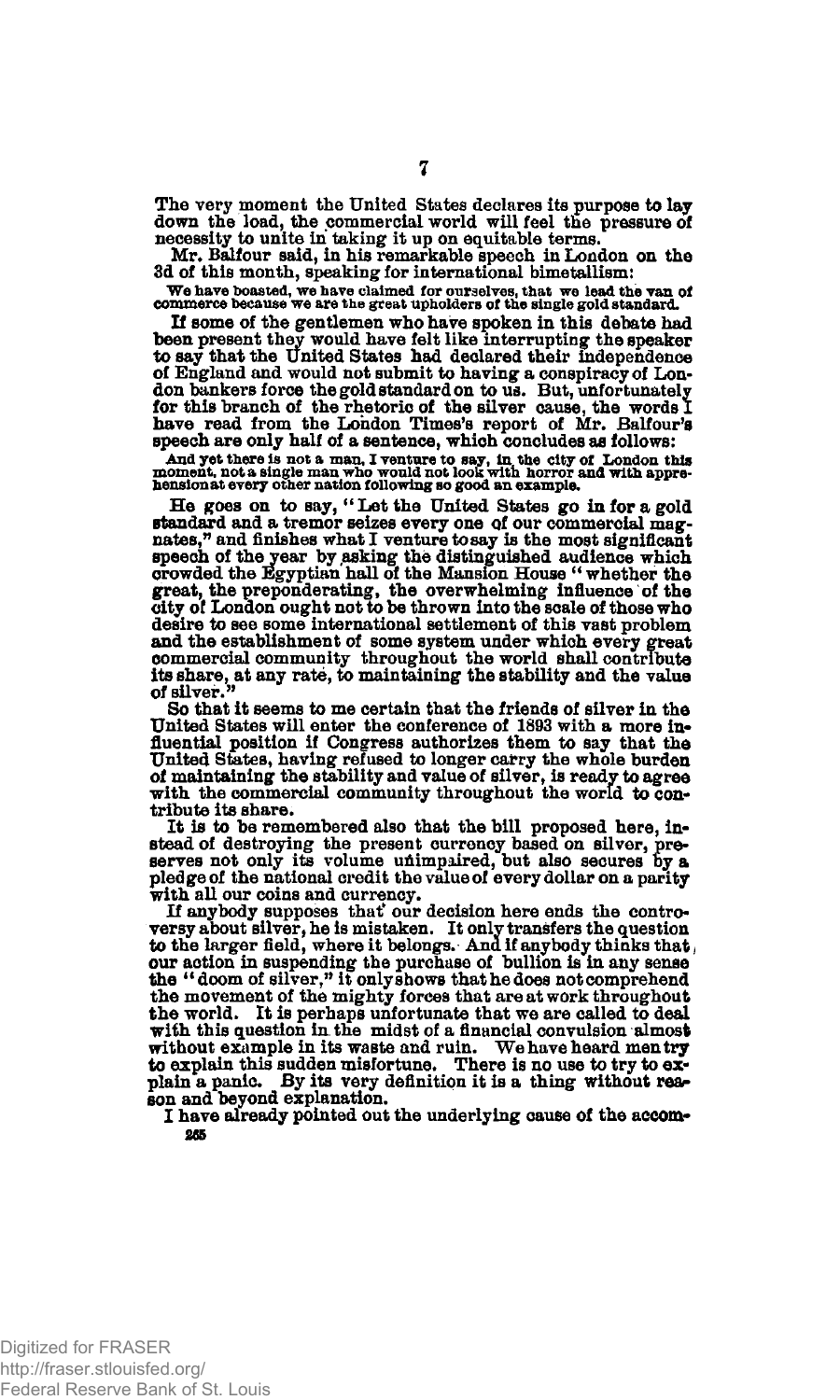The very moment the United States declares its purpose to lay down the load, the commercial world will feel the pressure of necessity to unite in taking it up on equitable terms.

Mr. Balfour said, in his remarkable speech in London on the 3d of this month, speaking for international bimetallism:

> We have boasted, we have claimed for ourselves, that we lead the van of commerce because we are the great upholders of the single gold standard.

If some of the gentlemen who have spoken in this debate had been present they would have felt like interrupting the speaker to say that the United States had declared their independence of England and would not submit to having a conspiracy of London bankers force the gold standard on to us. But, unfortunately for this branch of the rhetoric of the silver cause, the words I have read from the London Times's report of Mr. Balfour's speech are only half of a sentence, which concludes as follows:

> And yet there is not a man, I venture to say, in the city of London this moment, not a single man who would not look with horror and with apprehension at every other nation following so good an example.

He goes on to say, "Let the United States go in for a gold standard and a tremor seizes every one of our commercial magnates," and finishes what I venture to say is the most significant speech of the year by asking the distinguished audience which crowded the Egyptian hall of the Mansion House "whether the great, the preponderating, the overwhelming influence of the city of London ought not to be thrown into the scale of those who desire to see some international settlement of this vast problem and the establishment of some system under which every great commercial community throughout the world shall contribute its share, at any rate, to maintaining the stability and the value of silver."

So that it seems to me certain that the friends of silver in the United States will enter the conference of 1893 with a more influential position if Congress authorizes them to say that the United States, having refused to longer carry the whole burden of maintaining the stability and value of silver, is ready to agree with the commercial community throughout the world to contribute its share.

It is to be remembered also that the bill proposed here, instead of destroying the present currency based on silver, preserves not only its volume unimpaired, but also secures by a pledge of the national credit the value of every dollar on a parity with all our coins and currency.

If anybody supposes that our decision here ends the controversy about silver, he is mistaken. It only transfers the question to the larger field, where it belongs. And if anybody thinks that our action in suspending the purchase of bullion is in any sense the "doom of silver," it only shows that he does not comprehend the movement of the mighty forces that are at work throughout the world. It is perhaps unfortunate that we are called to deal with this question in the midst of a financial convulsion almost without example in its waste and ruin. We have heard men try to explain this sudden misfortune. There is no use to try to explain a panic. By its very definition it is a thing without reason and beyond explanation.

I have already pointed out the underlying cause of the accom-

265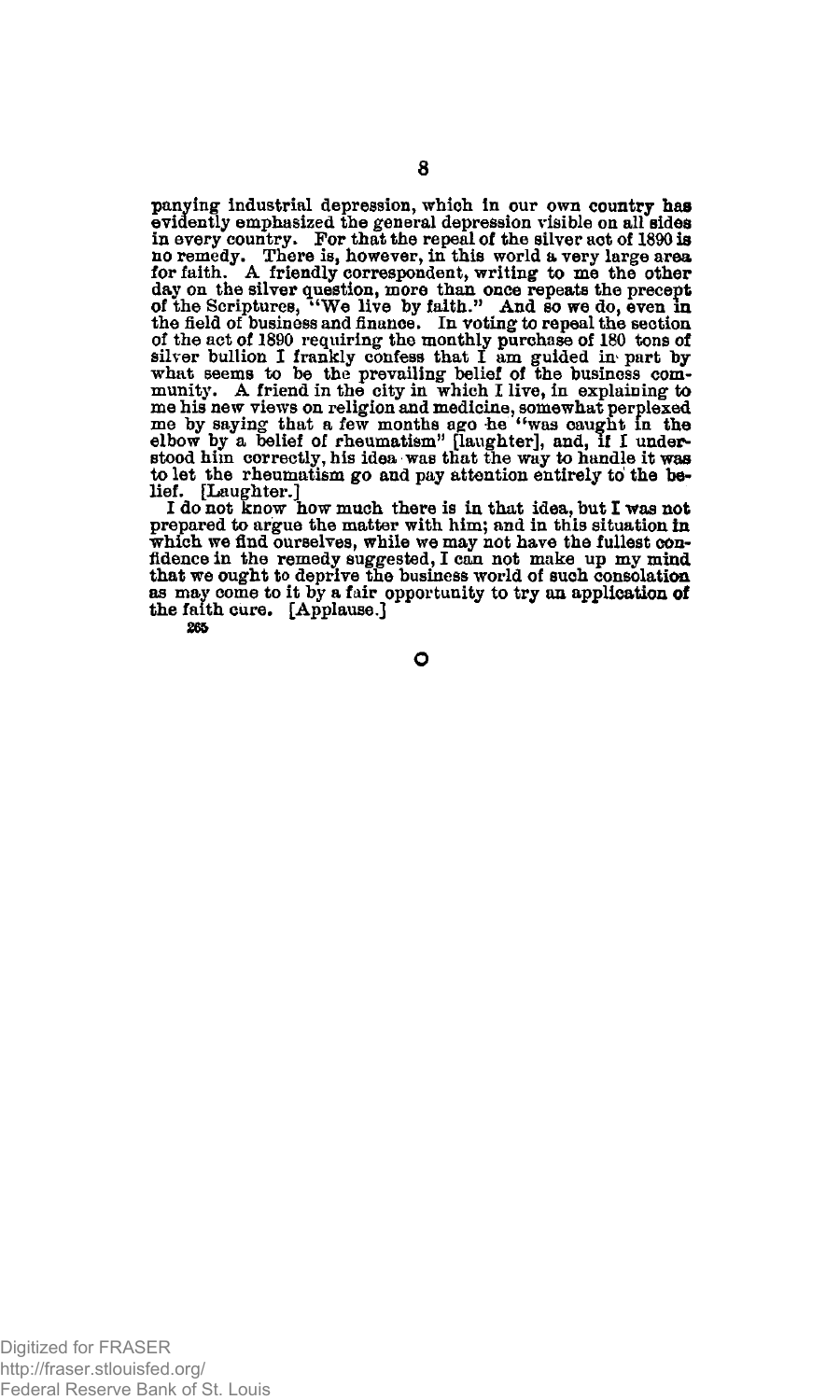panying industrial depression, which in our own country has evidently emphasized the general depression visible on all sides in every country. For that the repeal of the silver act of 1890 is no remedy. There is, however, in this world a very large area for faith. A friendly correspondent, writing to me the other day on the silver question, more than once repeats the precept of the Scriptures, "We live by faith." And so we do, even in the field of business and finance. In voting to repeal the section of the act of 1890 requiring the monthly purchase of 180 tons of silver bullion I frankly confess that I am guided in part by what seems to be the prevailing belief of the business community. A friend in the city in which I live, in explaining to me his new views on religion and medicine, somewhat perplexed me by saying that a few months ago he "was caught in the elbow by a belief of rheumatism" [laughter], and, if I understood him correctly, his idea was that the way to handle it was to let the rheumatism go and pay attention entirely to the belief. [Laughter.]

I do not know how much there is in that idea, but I was not prepared to argue the matter with him; and in this situation in which we find ourselves, while we may not have the fullest confidence in the remedy suggested, I can not make up my mind that we ought to deprive the business world of such consolation as may come to it by a fair opportunity to try an application of the faith cure. [Applause.]

265